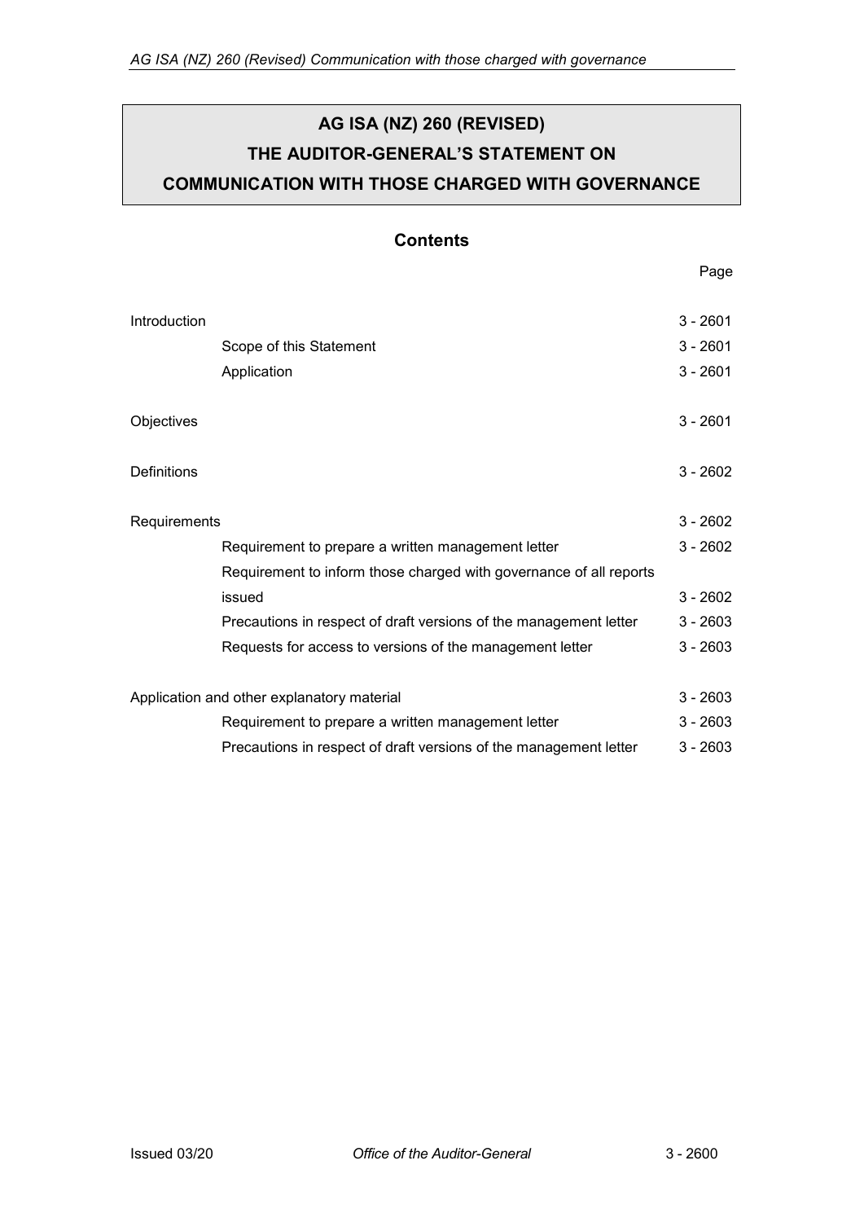# AG ISA (NZ) 260 (REVISED)
# THE AUDITOR-GENERAL'S STATEMENT ON
# COMMUNICATION WITH THOSE CHARGED WITH GOVERNANCE

## Contents

| | | Page |
|---|---|---|
| Introduction | | 3 - 2601 |
| | Scope of this Statement | 3 - 2601 |
| | Application | 3 - 2601 |
| Objectives | | 3 - 2601 |
| Definitions | | 3 - 2602 |
| Requirements | | 3 - 2602 |
| | Requirement to prepare a written management letter | 3 - 2602 |
| | Requirement to inform those charged with governance of all reports issued | 3 - 2602 |
| | Precautions in respect of draft versions of the management letter | 3 - 2603 |
| | Requests for access to versions of the management letter | 3 - 2603 |
| Application and other explanatory material | | 3 - 2603 |
| | Requirement to prepare a written management letter | 3 - 2603 |
| | Precautions in respect of draft versions of the management letter | 3 - 2603 |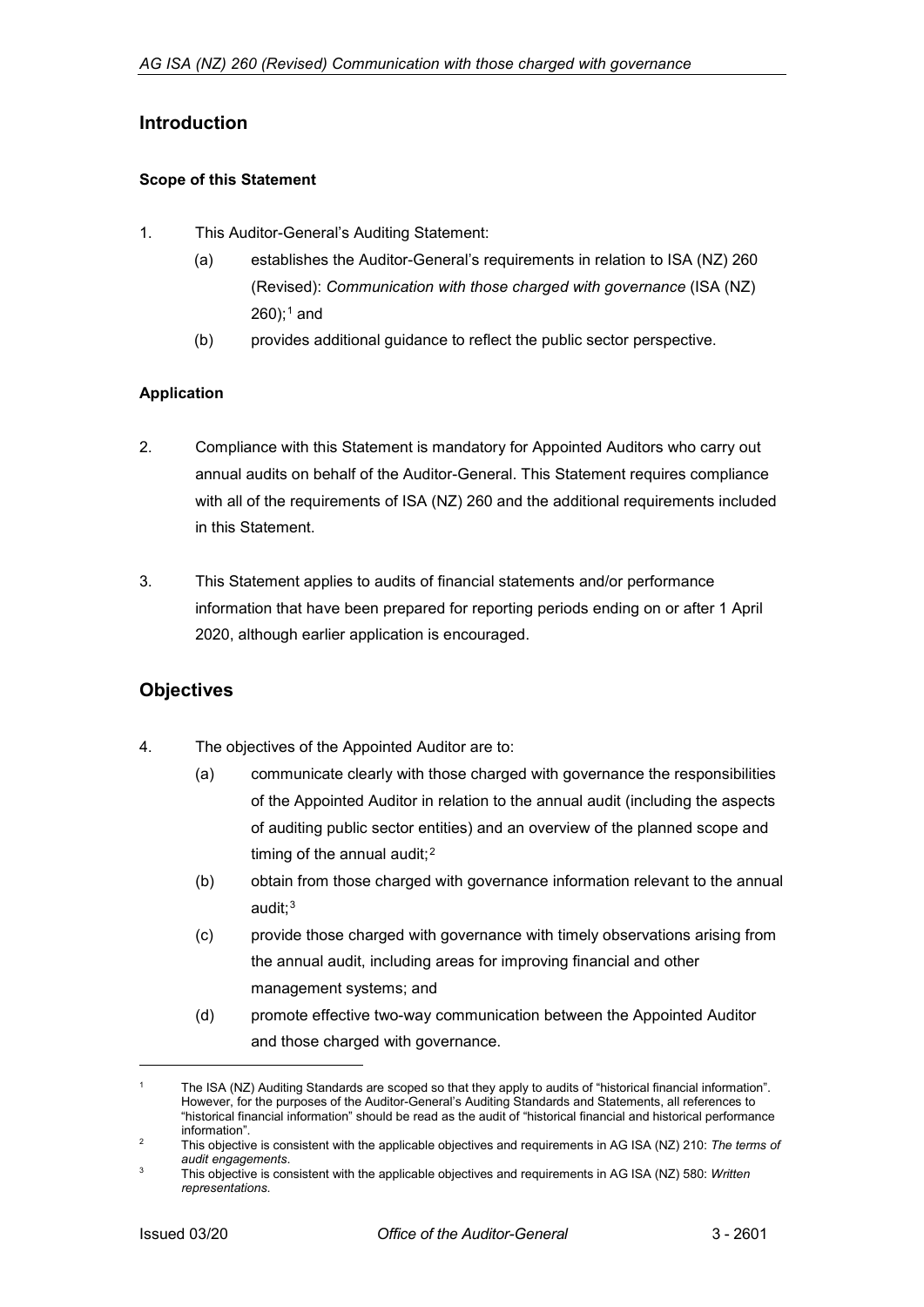## Introduction

### Scope of this Statement

1. This Auditor-General's Auditing Statement:
   (a) establishes the Auditor-General's requirements in relation to ISA (NZ) 260 (Revised): *Communication with those charged with governance* (ISA (NZ) 260);[1] and
   (b) provides additional guidance to reflect the public sector perspective.

### Application

2. Compliance with this Statement is mandatory for Appointed Auditors who carry out annual audits on behalf of the Auditor-General. This Statement requires compliance with all of the requirements of ISA (NZ) 260 and the additional requirements included in this Statement.

3. This Statement applies to audits of financial statements and/or performance information that have been prepared for reporting periods ending on or after 1 April 2020, although earlier application is encouraged.

## Objectives

4. The objectives of the Appointed Auditor are to:
   (a) communicate clearly with those charged with governance the responsibilities of the Appointed Auditor in relation to the annual audit (including the aspects of auditing public sector entities) and an overview of the planned scope and timing of the annual audit;[2]
   (b) obtain from those charged with governance information relevant to the annual audit;[3]
   (c) provide those charged with governance with timely observations arising from the annual audit, including areas for improving financial and other management systems; and
   (d) promote effective two-way communication between the Appointed Auditor and those charged with governance.

---

[1] The ISA (NZ) Auditing Standards are scoped so that they apply to audits of "historical financial information". However, for the purposes of the Auditor-General's Auditing Standards and Statements, all references to "historical financial information" should be read as the audit of "historical financial and historical performance information".

[2] This objective is consistent with the applicable objectives and requirements in AG ISA (NZ) 210: *The terms of audit engagements*.

[3] This objective is consistent with the applicable objectives and requirements in AG ISA (NZ) 580: *Written representations*.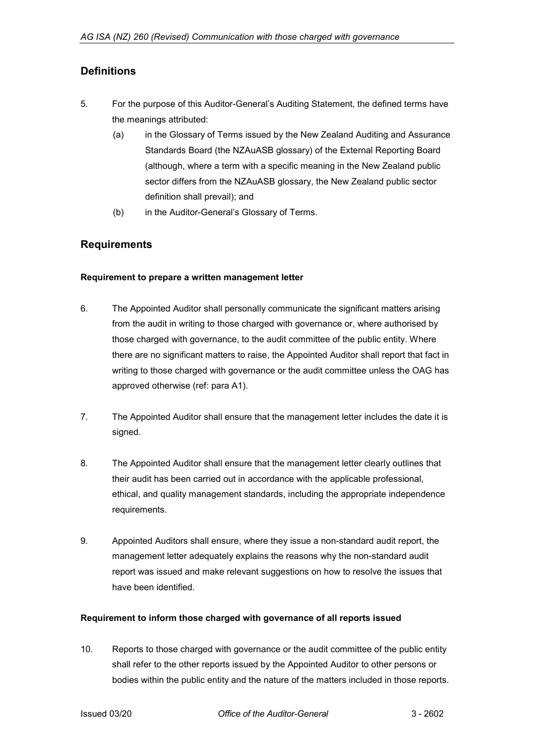## Definitions

5. For the purpose of this Auditor-General's Auditing Statement, the defined terms have the meanings attributed:
   (a) in the Glossary of Terms issued by the New Zealand Auditing and Assurance Standards Board (the NZAuASB glossary) of the External Reporting Board (although, where a term with a specific meaning in the New Zealand public sector differs from the NZAuASB glossary, the New Zealand public sector definition shall prevail); and
   (b) in the Auditor-General's Glossary of Terms.

## Requirements

**Requirement to prepare a written management letter**

6. The Appointed Auditor shall personally communicate the significant matters arising from the audit in writing to those charged with governance or, where authorised by those charged with governance, to the audit committee of the public entity. Where there are no significant matters to raise, the Appointed Auditor shall report that fact in writing to those charged with governance or the audit committee unless the OAG has approved otherwise (ref: para A1).

7. The Appointed Auditor shall ensure that the management letter includes the date it is signed.

8. The Appointed Auditor shall ensure that the management letter clearly outlines that their audit has been carried out in accordance with the applicable professional, ethical, and quality management standards, including the appropriate independence requirements.

9. Appointed Auditors shall ensure, where they issue a non-standard audit report, the management letter adequately explains the reasons why the non-standard audit report was issued and make relevant suggestions on how to resolve the issues that have been identified.

**Requirement to inform those charged with governance of all reports issued**

10. Reports to those charged with governance or the audit committee of the public entity shall refer to the other reports issued by the Appointed Auditor to other persons or bodies within the public entity and the nature of the matters included in those reports.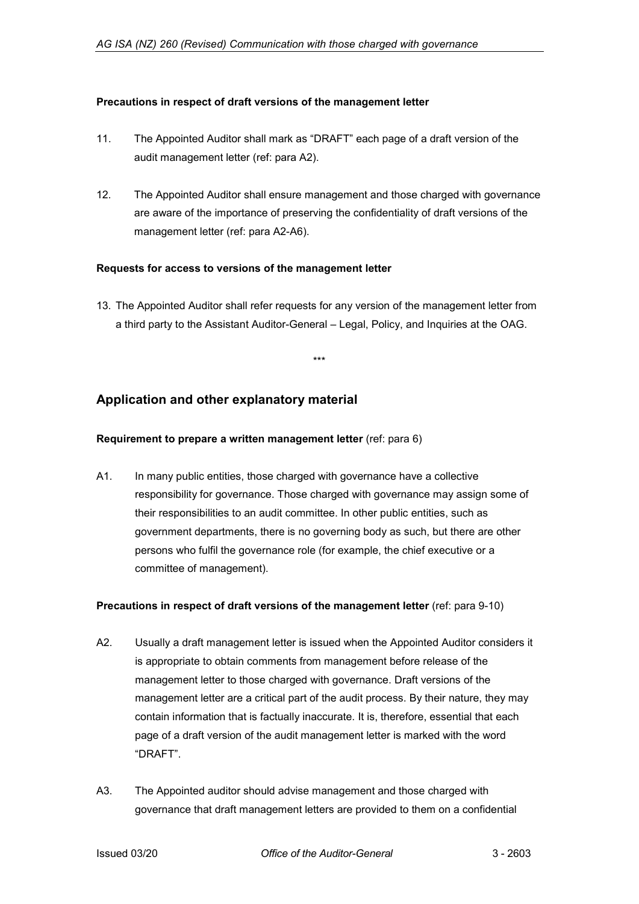**Precautions in respect of draft versions of the management letter**

11. The Appointed Auditor shall mark as “DRAFT” each page of a draft version of the audit management letter (ref: para A2).

12. The Appointed Auditor shall ensure management and those charged with governance are aware of the importance of preserving the confidentiality of draft versions of the management letter (ref: para A2-A6).

**Requests for access to versions of the management letter**

13. The Appointed Auditor shall refer requests for any version of the management letter from a third party to the Assistant Auditor-General – Legal, Policy, and Inquiries at the OAG.

\*\*\*

## Application and other explanatory material

**Requirement to prepare a written management letter** (ref: para 6)

A1. In many public entities, those charged with governance have a collective responsibility for governance. Those charged with governance may assign some of their responsibilities to an audit committee. In other public entities, such as government departments, there is no governing body as such, but there are other persons who fulfil the governance role (for example, the chief executive or a committee of management).

**Precautions in respect of draft versions of the management letter** (ref: para 9-10)

A2. Usually a draft management letter is issued when the Appointed Auditor considers it is appropriate to obtain comments from management before release of the management letter to those charged with governance. Draft versions of the management letter are a critical part of the audit process. By their nature, they may contain information that is factually inaccurate. It is, therefore, essential that each page of a draft version of the audit management letter is marked with the word “DRAFT”.

A3. The Appointed auditor should advise management and those charged with governance that draft management letters are provided to them on a confidential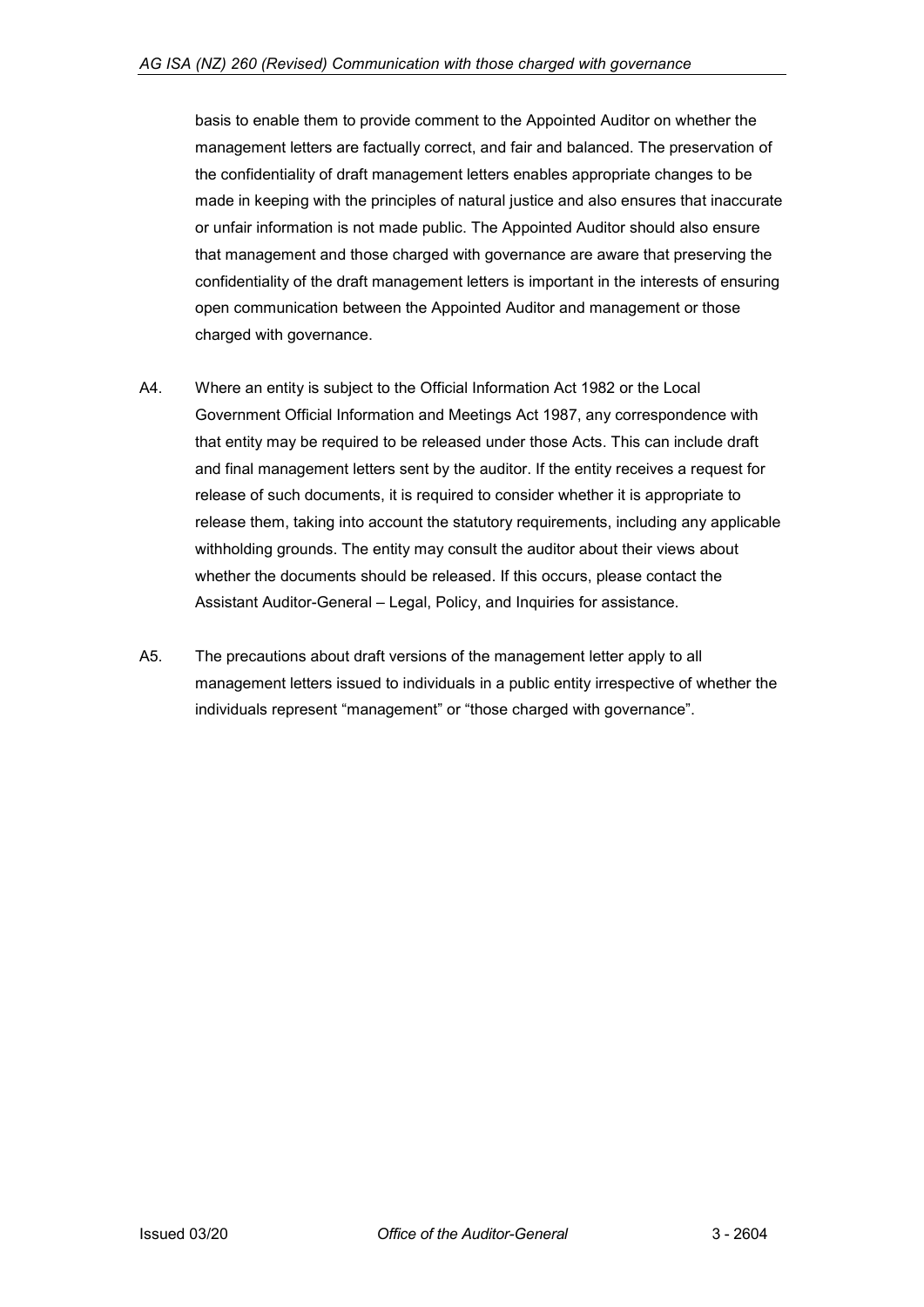basis to enable them to provide comment to the Appointed Auditor on whether the management letters are factually correct, and fair and balanced. The preservation of the confidentiality of draft management letters enables appropriate changes to be made in keeping with the principles of natural justice and also ensures that inaccurate or unfair information is not made public. The Appointed Auditor should also ensure that management and those charged with governance are aware that preserving the confidentiality of the draft management letters is important in the interests of ensuring open communication between the Appointed Auditor and management or those charged with governance.

A4. Where an entity is subject to the Official Information Act 1982 or the Local Government Official Information and Meetings Act 1987, any correspondence with that entity may be required to be released under those Acts. This can include draft and final management letters sent by the auditor. If the entity receives a request for release of such documents, it is required to consider whether it is appropriate to release them, taking into account the statutory requirements, including any applicable withholding grounds. The entity may consult the auditor about their views about whether the documents should be released. If this occurs, please contact the Assistant Auditor-General – Legal, Policy, and Inquiries for assistance.

A5. The precautions about draft versions of the management letter apply to all management letters issued to individuals in a public entity irrespective of whether the individuals represent "management" or "those charged with governance".